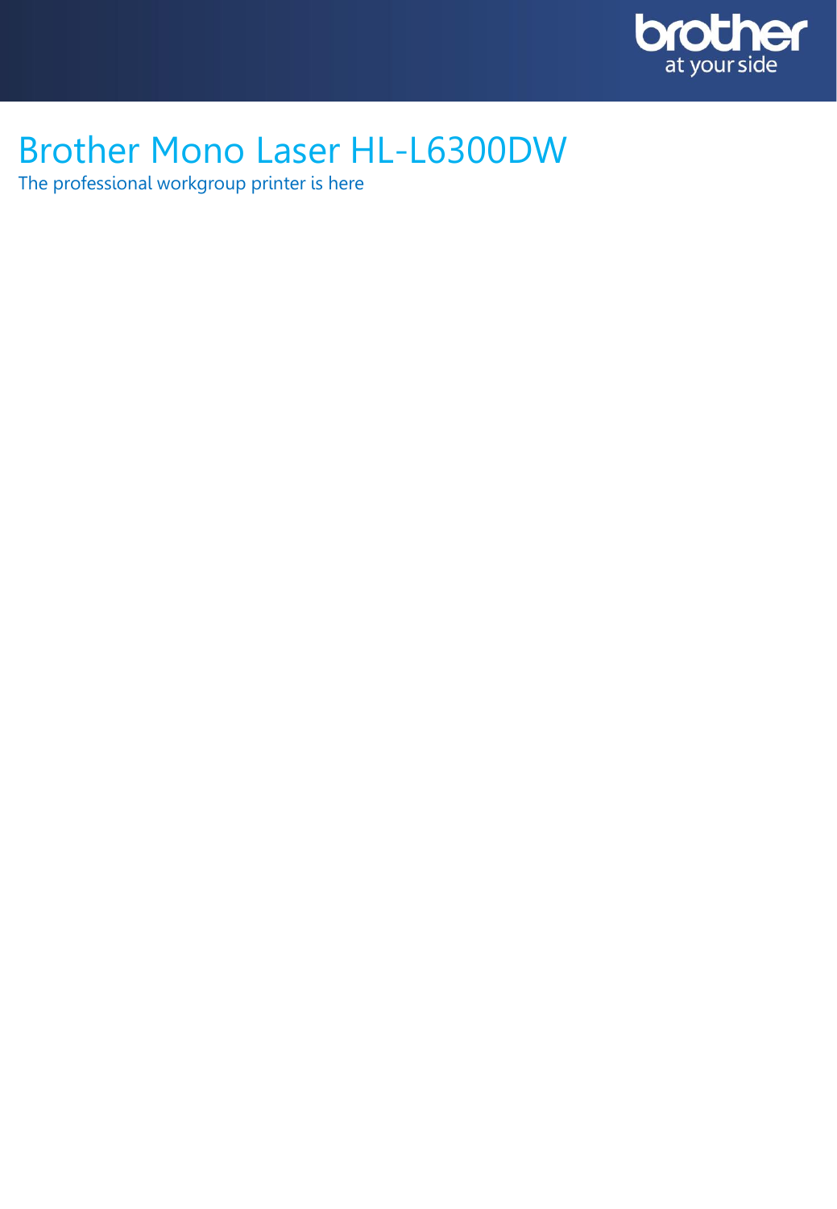# Brother Mono Laser HL-L6300DW

The professional workgroup printer is here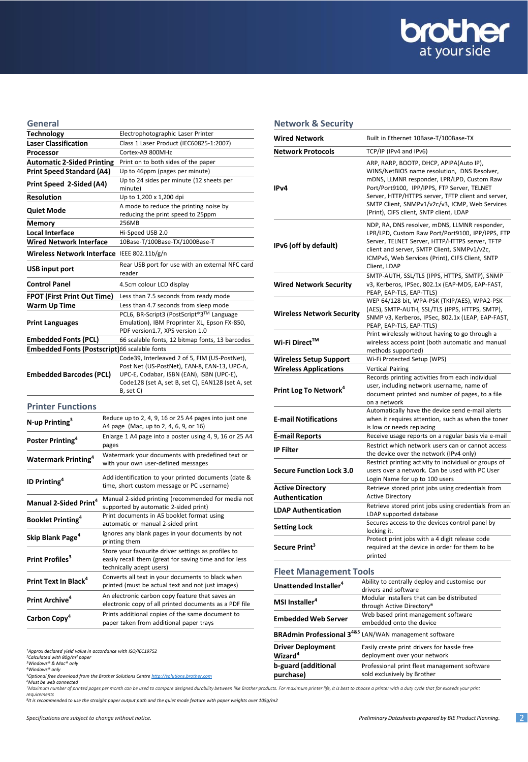## General

| | |
|---|---|
| **Technology** | Electrophotographic Laser Printer |
| **Laser Classification** | Class 1 Laser Product (IEC60825-1:2007) |
| **Processor** | Cortex-A9 800MHz |
| **Automatic 2-Sided Printing** | Print on to both sides of the paper |
| **Print Speed Standard (A4)** | Up to 46ppm (pages per minute) |
| **Print Speed 2-Sided (A4)** | Up to 24 sides per minute (12 sheets per minute) |
| **Resolution** | Up to 1,200 x 1,200 dpi |
| **Quiet Mode** | A mode to reduce the printing noise by reducing the print speed to 25ppm |
| **Memory** | 256MB |
| **Local Interface** | Hi-Speed USB 2.0 |
| **Wired Network Interface** | 10Base-T/100Base-TX/1000Base-T |
| **Wireless Network Interface** | IEEE 802.11b/g/n |
| **USB input port** | Rear USB port for use with an external NFC card reader |
| **Control Panel** | 4.5cm colour LCD display |
| **FPOT (First Print Out Time)** | Less than 7.5 seconds from ready mode |
| **Warm Up Time** | Less than 4.7 seconds from sleep mode |
| **Print Languages** | PCL6, BR-Script3 (PostScript®3TM Language Emulation), IBM Proprinter XL, Epson FX-850, PDF version1.7, XPS version 1.0 |
| **Embedded Fonts (PCL)** | 66 scalable fonts, 12 bitmap fonts, 13 barcodes |
| **Embedded Fonts (Postscript)** | 66 scalable fonts |
| **Embedded Barcodes (PCL)** | Code39, Interleaved 2 of 5, FIM (US-PostNet), Post Net (US-PostNet), EAN-8, EAN-13, UPC-A, UPC-E, Codabar, ISBN (EAN), ISBN (UPC-E), Code128 (set A, set B, set C), EAN128 (set A, set B, set C) |

## Printer Functions

| | |
|---|---|
| **N-up Printing**[3] | Reduce up to 2, 4, 9, 16 or 25 A4 pages into just one A4 page (Mac, up to 2, 4, 6, 9, or 16) |
| **Poster Printing**[4] | Enlarge 1 A4 page into a poster using 4, 9, 16 or 25 A4 pages |
| **Watermark Printing**[4] | Watermark your documents with predefined text or with your own user-defined messages |
| **ID Printing**[4] | Add identification to your printed documents (date & time, short custom message or PC username) |
| **Manual 2-Sided Print**[4] | Manual 2-sided printing (recommended for media not supported by automatic 2-sided print) |
| **Booklet Printing**[4] | Print documents in A5 booklet format using automatic or manual 2-sided print |
| **Skip Blank Page**[4] | Ignores any blank pages in your documents by not printing them |
| **Print Profiles**[3] | Store your favourite driver settings as profiles to easily recall them (great for saving time and for less technically adept users) |
| **Print Text In Black**[4] | Converts all text in your documents to black when printed (must be actual text and not just images) |
| **Print Archive**[4] | An electronic carbon copy feature that saves an electronic copy of all printed documents as a PDF file |
| **Carbon Copy**[4] | Prints additional copies of the same document to paper taken from additional paper trays |

## Network & Security

| | |
|---|---|
| **Wired Network** | Built in Ethernet 10Base-T/100Base-TX |
| **Network Protocols** | TCP/IP (IPv4 and IPv6) |
| **IPv4** | ARP, RARP, BOOTP, DHCP, APIPA(Auto IP), WINS/NetBIOS name resolution, DNS Resolver, mDNS, LLMNR responder, LPR/LPD, Custom Raw Port/Port9100, IPP/IPPS, FTP Server, TELNET Server, HTTP/HTTPS server, TFTP client and server, SMTP Client, SNMPv1/v2c/v3, ICMP, Web Services (Print), CIFS client, SNTP client, LDAP |
| **IPv6 (off by default)** | NDP, RA, DNS resolver, mDNS, LLMNR responder, LPR/LPD, Custom Raw Port/Port9100, IPP/IPPS, FTP Server, TELNET Server, HTTP/HTTPS server, TFTP client and server, SMTP Client, SNMPv1/v2c, ICMPv6, Web Services (Print), CIFS Client, SNTP Client, LDAP |
| **Wired Network Security** | SMTP-AUTH, SSL/TLS (IPPS, HTTPS, SMTP), SNMP v3, Kerberos, IPSec, 802.1x (EAP-MD5, EAP-FAST, PEAP, EAP-TLS, EAP-TTLS) |
| **Wireless Network Security** | WEP 64/128 bit, WPA-PSK (TKIP/AES), WPA2-PSK (AES), SMTP-AUTH, SSL/TLS (IPPS, HTTPS, SMTP), SNMP v3, Kerberos, IPSec, 802.1x (LEAP, EAP-FAST, PEAP, EAP-TLS, EAP-TTLS) |
| **Wi-Fi Direct™** | Print wirelessly without having to go through a wireless access point (both automatic and manual methods supported) |
| **Wireless Setup Support** | Wi-Fi Protected Setup (WPS) |
| **Wireless Applications** | Vertical Pairing |
| **Print Log To Network**[4] | Records printing activities from each individual user, including network username, name of document printed and number of pages, to a file on a network |
| **E-mail Notifications** | Automatically have the device send e-mail alerts when it requires attention, such as when the toner is low or needs replacing |
| **E-mail Reports** | Receive usage reports on a regular basis via e-mail |
| **IP Filter** | Restrict which network users can or cannot access the device over the network (IPv4 only) |
| **Secure Function Lock 3.0** | Restrict printing activity to individual or groups of users over a network. Can be used with PC User Login Name for up to 100 users |
| **Active Directory Authentication** | Retrieve stored print jobs using credentials from Active Directory |
| **LDAP Authentication** | Retrieve stored print jobs using credentials from an LDAP supported database |
| **Setting Lock** | Secures access to the devices control panel by locking it. |
| **Secure Print**[3] | Protect print jobs with a 4 digit release code required at the device in order for them to be printed |

## Fleet Management Tools

| | |
|---|---|
| **Unattended Installer**[4] | Ability to centrally deploy and customise our drivers and software |
| **MSI Installer**[4] | Modular installers that can be distributed through Active Directory® |
| **Embedded Web Server** | Web based print management software embedded onto the device |
| **BRAdmin Professional 3**[4&5] | LAN/WAN management software |
| **Driver Deployment Wizard**[4] | Easily create print drivers for hassle free deployment over your network |
| **b-guard (additional purchase)** | Professional print fleet management software sold exclusively by Brother |

*[1]Approx declared yield value in accordance with ISO/IEC19752*
*[2]Calculated with 80g/m² paper*
*[3]Windows® & Mac® only*
*[4]Windows® only*
*[5]Optional free download from the Brother Solutions Centre http://solutions.brother.com*
*[6]Must be web connected*
*[7]Maximum number of printed pages per month can be used to compare designed durability between like Brother products. For maximum printer life, it is best to choose a printer with a duty cycle that far exceeds your print requirements*
*[8]It is recommended to use the straight paper output path and the quiet mode feature with paper weights over 105g/m2*

*Specifications are subject to change without notice.*

*Preliminary Datasheets prepared by BIE Product Planning.*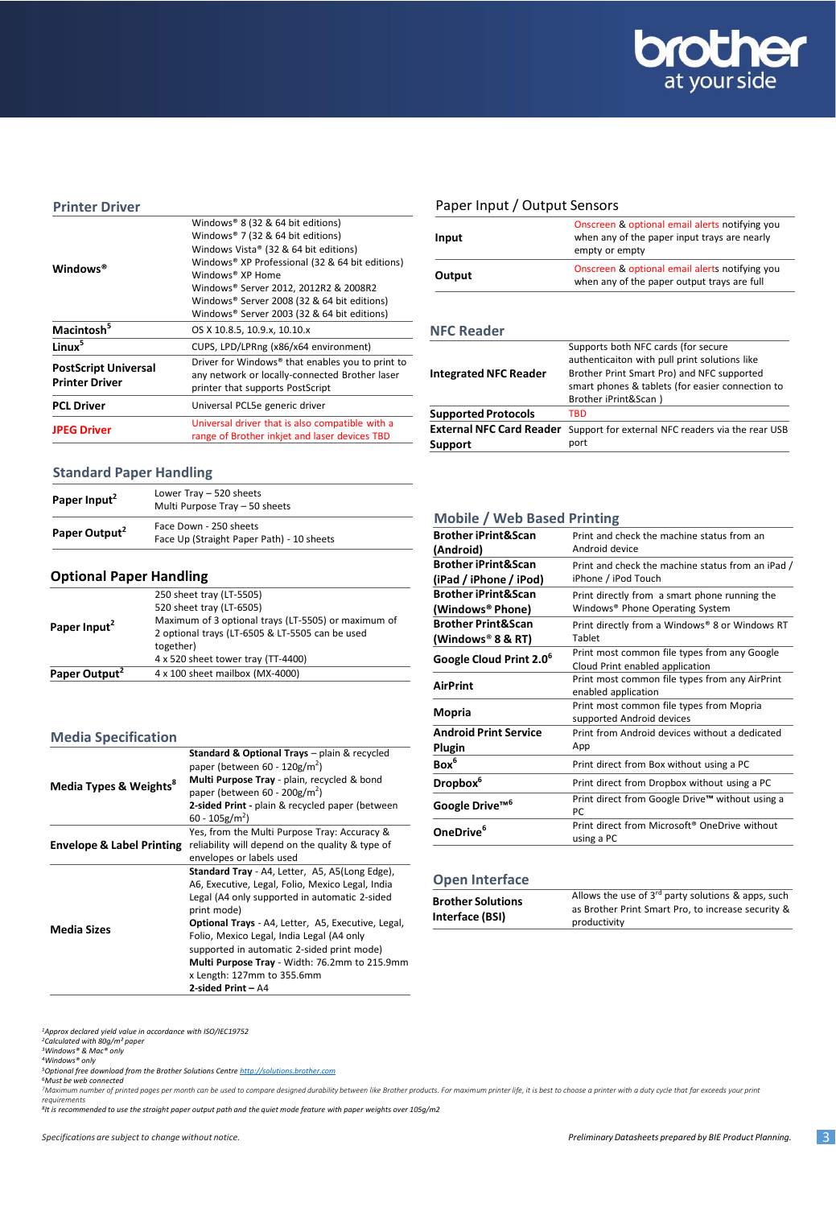## Printer Driver

| | |
|---|---|
| **Windows®** | Windows® 8 (32 & 64 bit editions)<br>Windows® 7 (32 & 64 bit editions)<br>Windows Vista® (32 & 64 bit editions)<br>Windows® XP Professional (32 & 64 bit editions)<br>Windows® XP Home<br>Windows® Server 2012, 2012R2 & 2008R2<br>Windows® Server 2008 (32 & 64 bit editions)<br>Windows® Server 2003 (32 & 64 bit editions) |
| **Macintosh[5]** | OS X 10.8.5, 10.9.x, 10.10.x |
| **Linux[5]** | CUPS, LPD/LPRng (x86/x64 environment) |
| **PostScript Universal Printer Driver** | Driver for Windows® that enables you to print to any network or locally-connected Brother laser printer that supports PostScript |
| **PCL Driver** | Universal PCL5e generic driver |
| **JPEG Driver** | Universal driver that is also compatible with a range of Brother inkjet and laser devices TBD |

## Standard Paper Handling

| | |
|---|---|
| **Paper Input[2]** | Lower Tray – 520 sheets<br>Multi Purpose Tray – 50 sheets |
| **Paper Output[2]** | Face Down - 250 sheets<br>Face Up (Straight Paper Path) - 10 sheets |

## Optional Paper Handling

| | |
|---|---|
| **Paper Input[2]** | 250 sheet tray (LT-5505)<br>520 sheet tray (LT-6505)<br>Maximum of 3 optional trays (LT-5505) or maximum of 2 optional trays (LT-6505 & LT-5505 can be used together)<br>4 x 520 sheet tower tray (TT-4400) |
| **Paper Output[2]** | 4 x 100 sheet mailbox (MX-4000) |

## Media Specification

| | |
|---|---|
| **Media Types & Weights[8]** | **Standard & Optional Trays** – plain & recycled paper (between 60 - 120g/m²)<br>**Multi Purpose Tray** - plain, recycled & bond paper (between 60 - 200g/m²)<br>**2-sided Print** - plain & recycled paper (between 60 - 105g/m²) |
| **Envelope & Label Printing** | Yes, from the Multi Purpose Tray: Accuracy & reliability will depend on the quality & type of envelopes or labels used |
| **Media Sizes** | **Standard Tray** - A4, Letter, A5, A5(Long Edge), A6, Executive, Legal, Folio, Mexico Legal, India Legal (A4 only supported in automatic 2-sided print mode)<br>**Optional Trays** - A4, Letter, A5, Executive, Legal, Folio, Mexico Legal, India Legal (A4 only supported in automatic 2-sided print mode)<br>**Multi Purpose Tray** - Width: 76.2mm to 215.9mm x Length: 127mm to 355.6mm<br>**2-sided Print** – A4 |

## Paper Input / Output Sensors

| | |
|---|---|
| **Input** | Onscreen & optional email alerts notifying you when any of the paper input trays are nearly empty or empty |
| **Output** | Onscreen & optional email alerts notifying you when any of the paper output trays are full |

## NFC Reader

| | |
|---|---|
| **Integrated NFC Reader** | Supports both NFC cards (for secure authenticaiton with pull print solutions like Brother Print Smart Pro) and NFC supported smart phones & tablets (for easier connection to Brother iPrint&Scan ) |
| **Supported Protocols** | TBD |
| **External NFC Card Reader Support** | Support for external NFC readers via the rear USB port |

## Mobile / Web Based Printing

| | |
|---|---|
| **Brother iPrint&Scan (Android)** | Print and check the machine status from an Android device |
| **Brother iPrint&Scan (iPad / iPhone / iPod)** | Print and check the machine status from an iPad / iPhone / iPod Touch |
| **Brother iPrint&Scan (Windows® Phone)** | Print directly from a smart phone running the Windows® Phone Operating System |
| **Brother Print&Scan (Windows® 8 & RT)** | Print directly from a Windows® 8 or Windows RT Tablet |
| **Google Cloud Print 2.0[6]** | Print most common file types from any Google Cloud Print enabled application |
| **AirPrint** | Print most common file types from any AirPrint enabled application |
| **Mopria** | Print most common file types from Mopria supported Android devices |
| **Android Print Service Plugin** | Print from Android devices without a dedicated App |
| **Box[6]** | Print direct from Box without using a PC |
| **Dropbox[6]** | Print direct from Dropbox without using a PC |
| **Google Drive™[6]** | Print direct from Google Drive™ without using a PC |
| **OneDrive[6]** | Print direct from Microsoft® OneDrive without using a PC |

## Open Interface

| | |
|---|---|
| **Brother Solutions Interface (BSI)** | Allows the use of 3rd party solutions & apps, such as Brother Print Smart Pro, to increase security & productivity |

*[1]Approx declared yield value in accordance with ISO/IEC19752*
*[2]Calculated with 80g/m² paper*
*[3]Windows® & Mac® only*
*[4]Windows® only*
*[5]Optional free download from the Brother Solutions Centre http://solutions.brother.com*
*[6]Must be web connected*
*[7]Maximum number of printed pages per month can be used to compare designed durability between like Brother products. For maximum printer life, it is best to choose a printer with a duty cycle that far exceeds your print requirements*
*[8]It is recommended to use the straight paper output path and the quiet mode feature with paper weights over 105g/m2*

*Specifications are subject to change without notice.*

*Preliminary Datasheets prepared by BIE Product Planning.*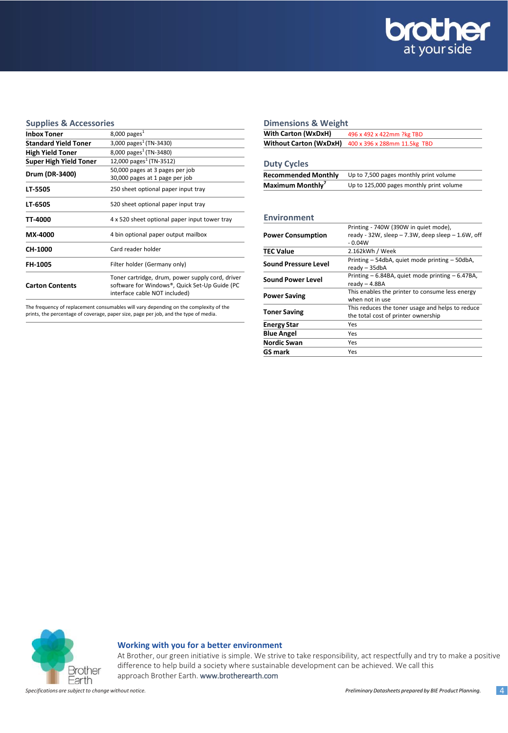## Supplies & Accessories

| | |
|---|---|
| **Inbox Toner** | 8,000 pages[1] |
| **Standard Yield Toner** | 3,000 pages[1] (TN-3430) |
| **High Yield Toner** | 8,000 pages[1] (TN-3480) |
| **Super High Yield Toner** | 12,000 pages[1] (TN-3512) |
| **Drum (DR-3400)** | 50,000 pages at 3 pages per job<br>30,000 pages at 1 page per job |
| **LT-5505** | 250 sheet optional paper input tray |
| **LT-6505** | 520 sheet optional paper input tray |
| **TT-4000** | 4 x 520 sheet optional paper input tower tray |
| **MX-4000** | 4 bin optional paper output mailbox |
| **CH-1000** | Card reader holder |
| **FH-1005** | Filter holder (Germany only) |
| **Carton Contents** | Toner cartridge, drum, power supply cord, driver software for Windows®, Quick Set-Up Guide (PC interface cable NOT included) |

The frequency of replacement consumables will vary depending on the complexity of the prints, the percentage of coverage, paper size, page per job, and the type of media.

## Dimensions & Weight

| | |
|---|---|
| **With Carton (WxDxH)** | 496 x 492 x 422mm ?kg TBD |
| **Without Carton (WxDxH)** | 400 x 396 x 288mm 11.5kg TBD |

## Duty Cycles

| | |
|---|---|
| **Recommended Monthly** | Up to 7,500 pages monthly print volume |
| **Maximum Monthly[7]** | Up to 125,000 pages monthly print volume |

## Environment

| | |
|---|---|
| **Power Consumption** | Printing - 740W (390W in quiet mode), ready - 32W, sleep – 7.3W, deep sleep – 1.6W, off - 0.04W |
| **TEC Value** | 2.162kWh / Week |
| **Sound Pressure Level** | Printing – 54dbA, quiet mode printing – 50dbA, ready – 35dbA |
| **Sound Power Level** | Printing – 6.84BA, quiet mode printing – 6.47BA, ready – 4.8BA |
| **Power Saving** | This enables the printer to consume less energy when not in use |
| **Toner Saving** | This reduces the toner usage and helps to reduce the total cost of printer ownership |
| **Energy Star** | Yes |
| **Blue Angel** | Yes |
| **Nordic Swan** | Yes |
| **GS mark** | Yes |

Brother Earth

### Working with you for a better environment

At Brother, our green initiative is simple. We strive to take responsibility, act respectfully and try to make a positive difference to help build a society where sustainable development can be achieved. We call this approach Brother Earth. www.brotherearth.com

*Specifications are subject to change without notice.*

*Preliminary Datasheets prepared by BIE Product Planning.*